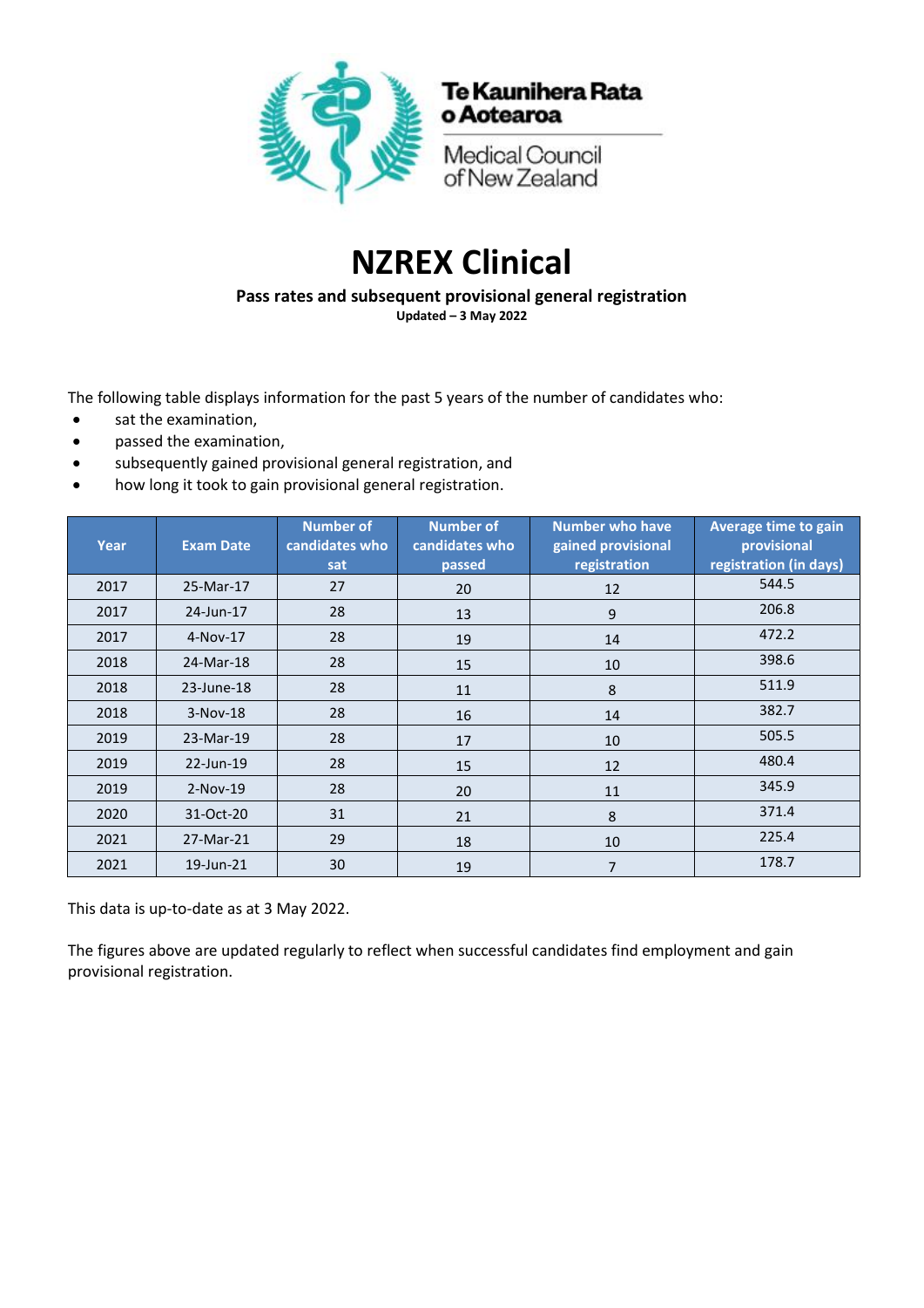Te Kaunihera Rata o Aotearoa

Medical Council of New Zealand

# NZREX Clinical

**Pass rates and subsequent provisional general registration**

**Updated – 3 May 2022**

The following table displays information for the past 5 years of the number of candidates who:

- sat the examination,
- passed the examination,
- subsequently gained provisional general registration, and
- how long it took to gain provisional general registration.

| Year | Exam Date | Number of candidates who sat | Number of candidates who passed | Number who have gained provisional registration | Average time to gain provisional registration (in days) |
|---|---|---|---|---|---|
| 2017 | 25-Mar-17 | 27 | 20 | 12 | 544.5 |
| 2017 | 24-Jun-17 | 28 | 13 | 9 | 206.8 |
| 2017 | 4-Nov-17 | 28 | 19 | 14 | 472.2 |
| 2018 | 24-Mar-18 | 28 | 15 | 10 | 398.6 |
| 2018 | 23-June-18 | 28 | 11 | 8 | 511.9 |
| 2018 | 3-Nov-18 | 28 | 16 | 14 | 382.7 |
| 2019 | 23-Mar-19 | 28 | 17 | 10 | 505.5 |
| 2019 | 22-Jun-19 | 28 | 15 | 12 | 480.4 |
| 2019 | 2-Nov-19 | 28 | 20 | 11 | 345.9 |
| 2020 | 31-Oct-20 | 31 | 21 | 8 | 371.4 |
| 2021 | 27-Mar-21 | 29 | 18 | 10 | 225.4 |
| 2021 | 19-Jun-21 | 30 | 19 | 7 | 178.7 |

This data is up-to-date as at 3 May 2022.

The figures above are updated regularly to reflect when successful candidates find employment and gain provisional registration.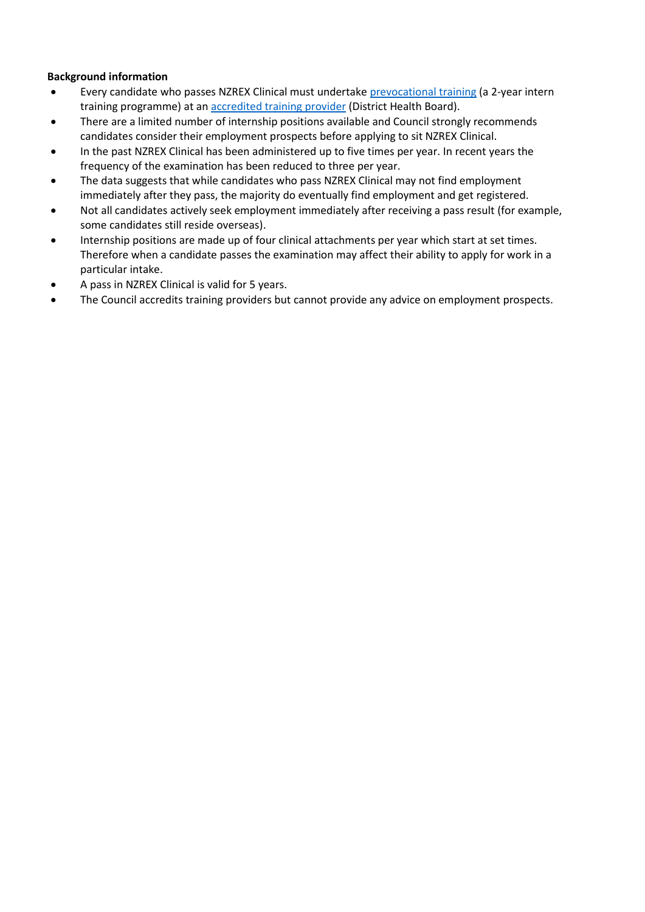**Background information**

- Every candidate who passes NZREX Clinical must undertake prevocational training (a 2-year intern training programme) at an accredited training provider (District Health Board).
- There are a limited number of internship positions available and Council strongly recommends candidates consider their employment prospects before applying to sit NZREX Clinical.
- In the past NZREX Clinical has been administered up to five times per year. In recent years the frequency of the examination has been reduced to three per year.
- The data suggests that while candidates who pass NZREX Clinical may not find employment immediately after they pass, the majority do eventually find employment and get registered.
- Not all candidates actively seek employment immediately after receiving a pass result (for example, some candidates still reside overseas).
- Internship positions are made up of four clinical attachments per year which start at set times. Therefore when a candidate passes the examination may affect their ability to apply for work in a particular intake.
- A pass in NZREX Clinical is valid for 5 years.
- The Council accredits training providers but cannot provide any advice on employment prospects.